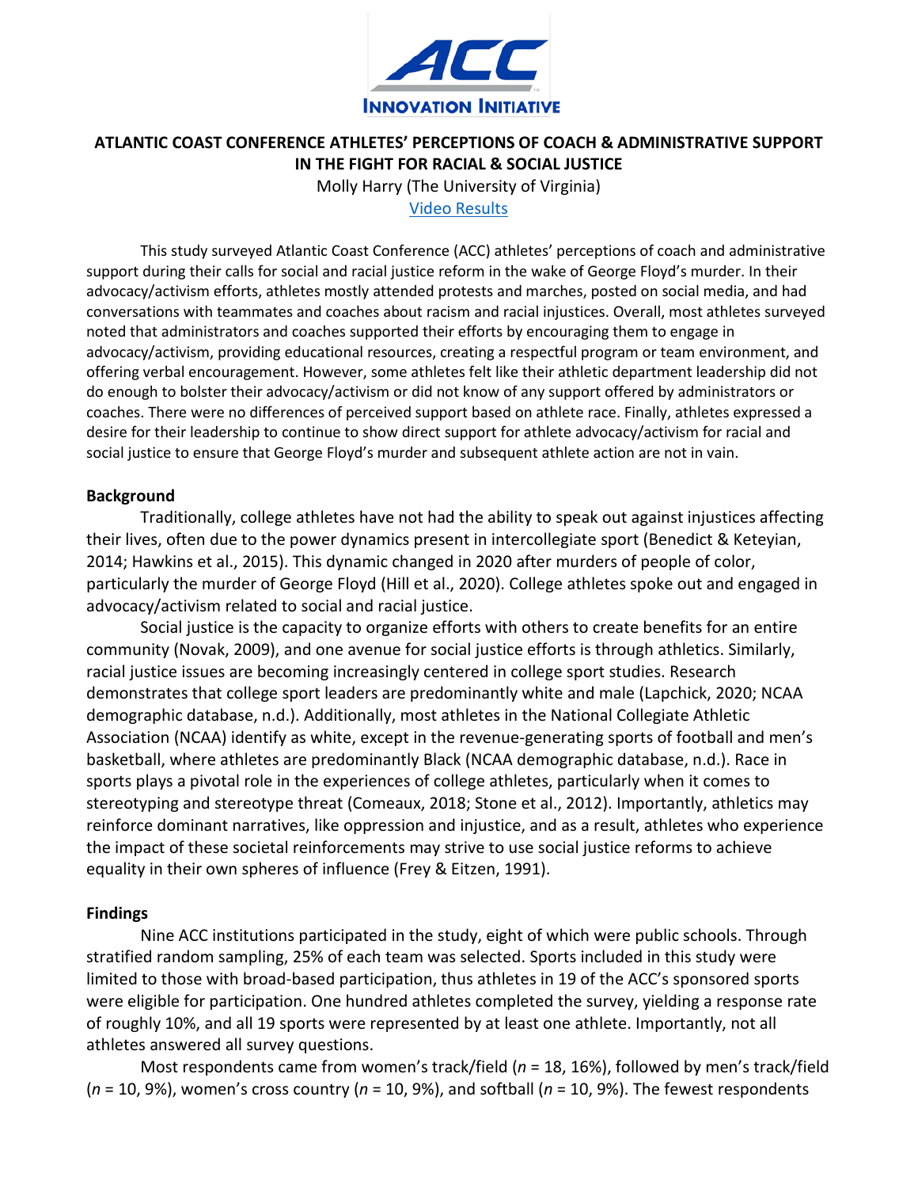**ATLANTIC COAST CONFERENCE ATHLETES' PERCEPTIONS OF COACH & ADMINISTRATIVE SUPPORT IN THE FIGHT FOR RACIAL & SOCIAL JUSTICE**

Molly Harry (The University of Virginia)

[Video Results]

This study surveyed Atlantic Coast Conference (ACC) athletes' perceptions of coach and administrative support during their calls for social and racial justice reform in the wake of George Floyd's murder. In their advocacy/activism efforts, athletes mostly attended protests and marches, posted on social media, and had conversations with teammates and coaches about racism and racial injustices. Overall, most athletes surveyed noted that administrators and coaches supported their efforts by encouraging them to engage in advocacy/activism, providing educational resources, creating a respectful program or team environment, and offering verbal encouragement. However, some athletes felt like their athletic department leadership did not do enough to bolster their advocacy/activism or did not know of any support offered by administrators or coaches. There were no differences of perceived support based on athlete race. Finally, athletes expressed a desire for their leadership to continue to show direct support for athlete advocacy/activism for racial and social justice to ensure that George Floyd's murder and subsequent athlete action are not in vain.

**Background**

Traditionally, college athletes have not had the ability to speak out against injustices affecting their lives, often due to the power dynamics present in intercollegiate sport (Benedict & Keteyian, 2014; Hawkins et al., 2015). This dynamic changed in 2020 after murders of people of color, particularly the murder of George Floyd (Hill et al., 2020). College athletes spoke out and engaged in advocacy/activism related to social and racial justice.

Social justice is the capacity to organize efforts with others to create benefits for an entire community (Novak, 2009), and one avenue for social justice efforts is through athletics. Similarly, racial justice issues are becoming increasingly centered in college sport studies. Research demonstrates that college sport leaders are predominantly white and male (Lapchick, 2020; NCAA demographic database, n.d.). Additionally, most athletes in the National Collegiate Athletic Association (NCAA) identify as white, except in the revenue-generating sports of football and men's basketball, where athletes are predominantly Black (NCAA demographic database, n.d.). Race in sports plays a pivotal role in the experiences of college athletes, particularly when it comes to stereotyping and stereotype threat (Comeaux, 2018; Stone et al., 2012). Importantly, athletics may reinforce dominant narratives, like oppression and injustice, and as a result, athletes who experience the impact of these societal reinforcements may strive to use social justice reforms to achieve equality in their own spheres of influence (Frey & Eitzen, 1991).

**Findings**

Nine ACC institutions participated in the study, eight of which were public schools. Through stratified random sampling, 25% of each team was selected. Sports included in this study were limited to those with broad-based participation, thus athletes in 19 of the ACC's sponsored sports were eligible for participation. One hundred athletes completed the survey, yielding a response rate of roughly 10%, and all 19 sports were represented by at least one athlete. Importantly, not all athletes answered all survey questions.

Most respondents came from women's track/field (*n* = 18, 16%), followed by men's track/field (*n* = 10, 9%), women's cross country (*n* = 10, 9%), and softball (*n* = 10, 9%). The fewest respondents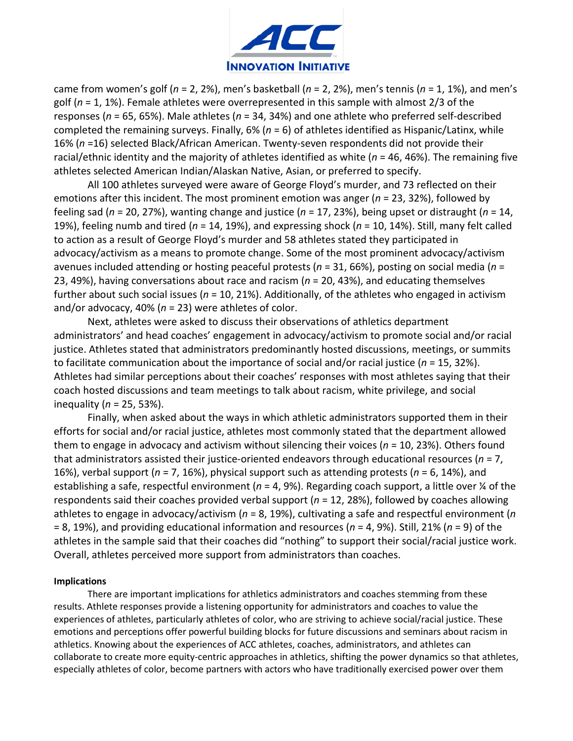came from women's golf (*n* = 2, 2%), men's basketball (*n* = 2, 2%), men's tennis (*n* = 1, 1%), and men's golf (*n* = 1, 1%). Female athletes were overrepresented in this sample with almost 2/3 of the responses (*n* = 65, 65%). Male athletes (*n* = 34, 34%) and one athlete who preferred self-described completed the remaining surveys. Finally, 6% (*n* = 6) of athletes identified as Hispanic/Latinx, while 16% (*n* =16) selected Black/African American. Twenty-seven respondents did not provide their racial/ethnic identity and the majority of athletes identified as white (*n* = 46, 46%). The remaining five athletes selected American Indian/Alaskan Native, Asian, or preferred to specify.

All 100 athletes surveyed were aware of George Floyd's murder, and 73 reflected on their emotions after this incident. The most prominent emotion was anger (*n* = 23, 32%), followed by feeling sad (*n* = 20, 27%), wanting change and justice (*n* = 17, 23%), being upset or distraught (*n* = 14, 19%), feeling numb and tired (*n* = 14, 19%), and expressing shock (*n* = 10, 14%). Still, many felt called to action as a result of George Floyd's murder and 58 athletes stated they participated in advocacy/activism as a means to promote change. Some of the most prominent advocacy/activism avenues included attending or hosting peaceful protests (*n* = 31, 66%), posting on social media (*n* = 23, 49%), having conversations about race and racism (*n* = 20, 43%), and educating themselves further about such social issues (*n* = 10, 21%). Additionally, of the athletes who engaged in activism and/or advocacy, 40% (*n* = 23) were athletes of color.

Next, athletes were asked to discuss their observations of athletics department administrators' and head coaches' engagement in advocacy/activism to promote social and/or racial justice. Athletes stated that administrators predominantly hosted discussions, meetings, or summits to facilitate communication about the importance of social and/or racial justice (*n* = 15, 32%). Athletes had similar perceptions about their coaches' responses with most athletes saying that their coach hosted discussions and team meetings to talk about racism, white privilege, and social inequality (*n* = 25, 53%).

Finally, when asked about the ways in which athletic administrators supported them in their efforts for social and/or racial justice, athletes most commonly stated that the department allowed them to engage in advocacy and activism without silencing their voices (*n* = 10, 23%). Others found that administrators assisted their justice-oriented endeavors through educational resources (*n* = 7, 16%), verbal support (*n* = 7, 16%), physical support such as attending protests (*n* = 6, 14%), and establishing a safe, respectful environment (*n* = 4, 9%). Regarding coach support, a little over ¼ of the respondents said their coaches provided verbal support (*n* = 12, 28%), followed by coaches allowing athletes to engage in advocacy/activism (*n* = 8, 19%), cultivating a safe and respectful environment (*n* = 8, 19%), and providing educational information and resources (*n* = 4, 9%). Still, 21% (*n* = 9) of the athletes in the sample said that their coaches did "nothing" to support their social/racial justice work. Overall, athletes perceived more support from administrators than coaches.

**Implications**

There are important implications for athletics administrators and coaches stemming from these results. Athlete responses provide a listening opportunity for administrators and coaches to value the experiences of athletes, particularly athletes of color, who are striving to achieve social/racial justice. These emotions and perceptions offer powerful building blocks for future discussions and seminars about racism in athletics. Knowing about the experiences of ACC athletes, coaches, administrators, and athletes can collaborate to create more equity-centric approaches in athletics, shifting the power dynamics so that athletes, especially athletes of color, become partners with actors who have traditionally exercised power over them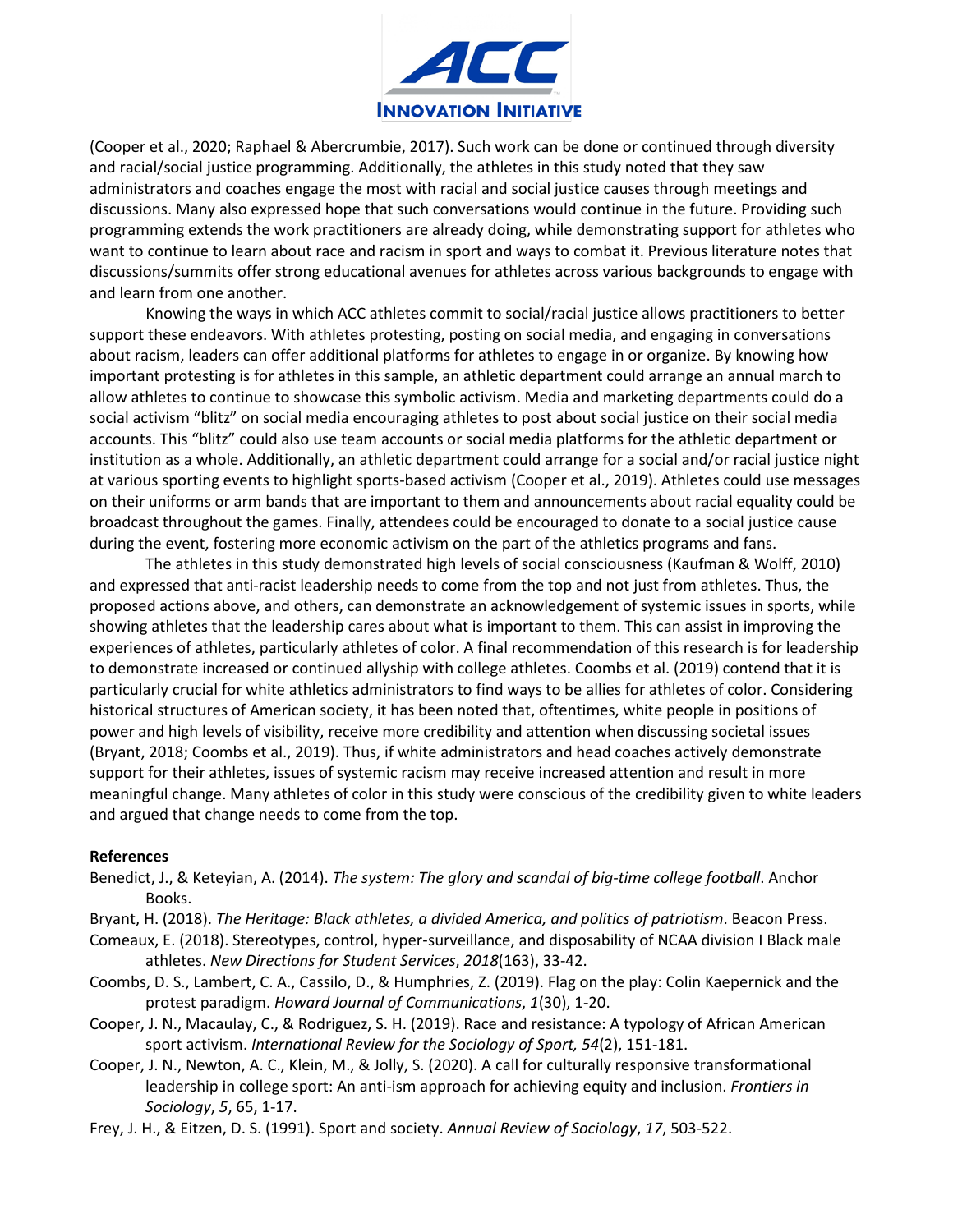(Cooper et al., 2020; Raphael & Abercrumbie, 2017). Such work can be done or continued through diversity and racial/social justice programming. Additionally, the athletes in this study noted that they saw administrators and coaches engage the most with racial and social justice causes through meetings and discussions. Many also expressed hope that such conversations would continue in the future. Providing such programming extends the work practitioners are already doing, while demonstrating support for athletes who want to continue to learn about race and racism in sport and ways to combat it. Previous literature notes that discussions/summits offer strong educational avenues for athletes across various backgrounds to engage with and learn from one another.

Knowing the ways in which ACC athletes commit to social/racial justice allows practitioners to better support these endeavors. With athletes protesting, posting on social media, and engaging in conversations about racism, leaders can offer additional platforms for athletes to engage in or organize. By knowing how important protesting is for athletes in this sample, an athletic department could arrange an annual march to allow athletes to continue to showcase this symbolic activism. Media and marketing departments could do a social activism "blitz" on social media encouraging athletes to post about social justice on their social media accounts. This "blitz" could also use team accounts or social media platforms for the athletic department or institution as a whole. Additionally, an athletic department could arrange for a social and/or racial justice night at various sporting events to highlight sports-based activism (Cooper et al., 2019). Athletes could use messages on their uniforms or arm bands that are important to them and announcements about racial equality could be broadcast throughout the games. Finally, attendees could be encouraged to donate to a social justice cause during the event, fostering more economic activism on the part of the athletics programs and fans.

The athletes in this study demonstrated high levels of social consciousness (Kaufman & Wolff, 2010) and expressed that anti-racist leadership needs to come from the top and not just from athletes. Thus, the proposed actions above, and others, can demonstrate an acknowledgement of systemic issues in sports, while showing athletes that the leadership cares about what is important to them. This can assist in improving the experiences of athletes, particularly athletes of color. A final recommendation of this research is for leadership to demonstrate increased or continued allyship with college athletes. Coombs et al. (2019) contend that it is particularly crucial for white athletics administrators to find ways to be allies for athletes of color. Considering historical structures of American society, it has been noted that, oftentimes, white people in positions of power and high levels of visibility, receive more credibility and attention when discussing societal issues (Bryant, 2018; Coombs et al., 2019). Thus, if white administrators and head coaches actively demonstrate support for their athletes, issues of systemic racism may receive increased attention and result in more meaningful change. Many athletes of color in this study were conscious of the credibility given to white leaders and argued that change needs to come from the top.

**References**

Benedict, J., & Keteyian, A. (2014). *The system: The glory and scandal of big-time college football*. Anchor Books.

Bryant, H. (2018). *The Heritage: Black athletes, a divided America, and politics of patriotism*. Beacon Press.

Comeaux, E. (2018). Stereotypes, control, hyper-surveillance, and disposability of NCAA division I Black male athletes. *New Directions for Student Services*, *2018*(163), 33-42.

Coombs, D. S., Lambert, C. A., Cassilo, D., & Humphries, Z. (2019). Flag on the play: Colin Kaepernick and the protest paradigm. *Howard Journal of Communications*, *1*(30), 1-20.

Cooper, J. N., Macaulay, C., & Rodriguez, S. H. (2019). Race and resistance: A typology of African American sport activism. *International Review for the Sociology of Sport, 54*(2), 151-181.

Cooper, J. N., Newton, A. C., Klein, M., & Jolly, S. (2020). A call for culturally responsive transformational leadership in college sport: An anti-ism approach for achieving equity and inclusion. *Frontiers in Sociology*, *5*, 65, 1-17.

Frey, J. H., & Eitzen, D. S. (1991). Sport and society. *Annual Review of Sociology*, *17*, 503-522.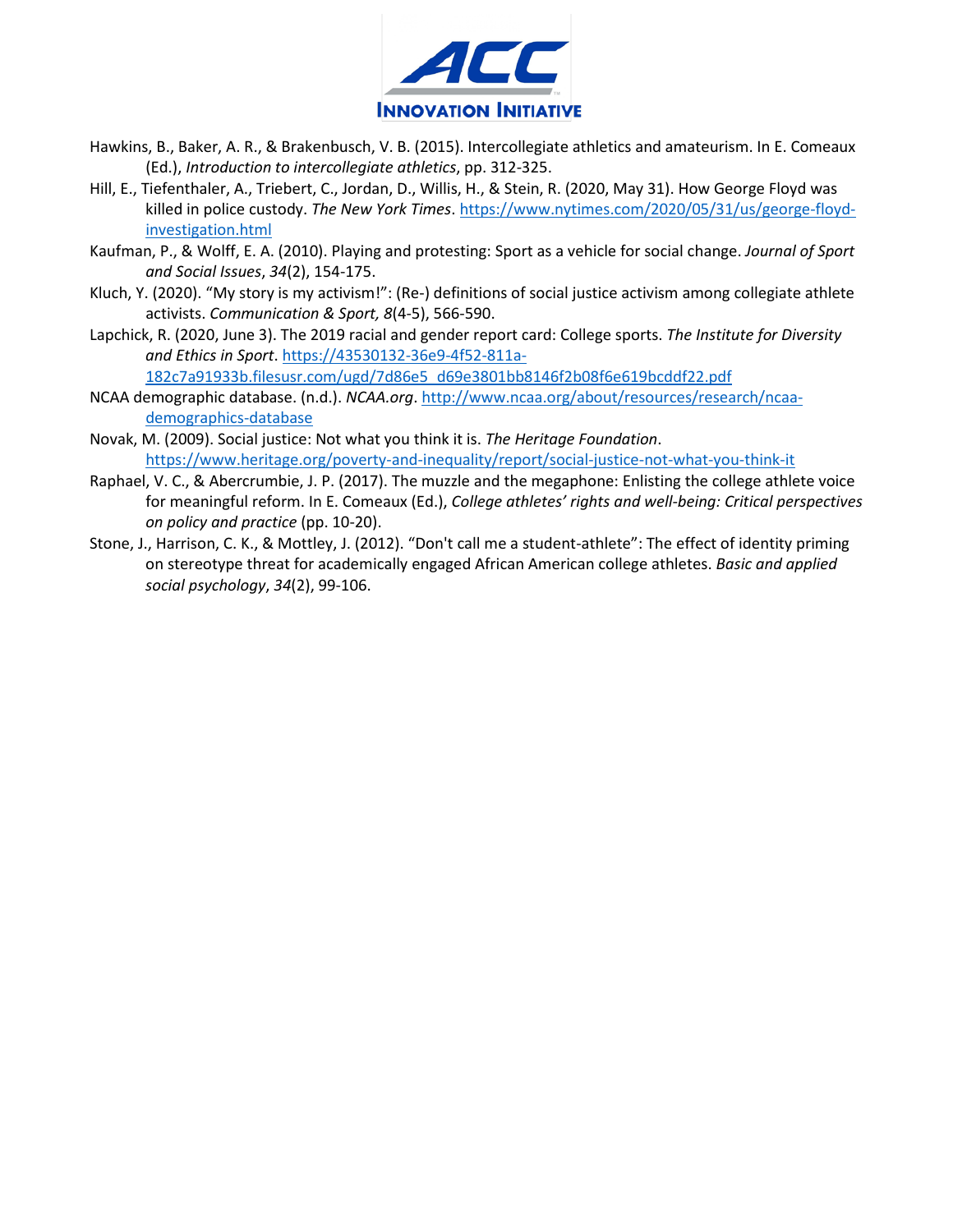Hawkins, B., Baker, A. R., & Brakenbusch, V. B. (2015). Intercollegiate athletics and amateurism. In E. Comeaux (Ed.), *Introduction to intercollegiate athletics*, pp. 312-325.

Hill, E., Tiefenthaler, A., Triebert, C., Jordan, D., Willis, H., & Stein, R. (2020, May 31). How George Floyd was killed in police custody. *The New York Times*. https://www.nytimes.com/2020/05/31/us/george-floyd-investigation.html

Kaufman, P., & Wolff, E. A. (2010). Playing and protesting: Sport as a vehicle for social change. *Journal of Sport and Social Issues*, *34*(2), 154-175.

Kluch, Y. (2020). "My story is my activism!": (Re-) definitions of social justice activism among collegiate athlete activists. *Communication & Sport, 8*(4-5), 566-590.

Lapchick, R. (2020, June 3). The 2019 racial and gender report card: College sports. *The Institute for Diversity and Ethics in Sport*. https://43530132-36e9-4f52-811a-182c7a91933b.filesusr.com/ugd/7d86e5_d69e3801bb8146f2b08f6e619bcddf22.pdf

NCAA demographic database. (n.d.). *NCAA.org*. http://www.ncaa.org/about/resources/research/ncaa-demographics-database

Novak, M. (2009). Social justice: Not what you think it is. *The Heritage Foundation*. https://www.heritage.org/poverty-and-inequality/report/social-justice-not-what-you-think-it

Raphael, V. C., & Abercrumbie, J. P. (2017). The muzzle and the megaphone: Enlisting the college athlete voice for meaningful reform. In E. Comeaux (Ed.), *College athletes' rights and well-being: Critical perspectives on policy and practice* (pp. 10-20).

Stone, J., Harrison, C. K., & Mottley, J. (2012). "Don't call me a student-athlete": The effect of identity priming on stereotype threat for academically engaged African American college athletes. *Basic and applied social psychology*, *34*(2), 99-106.